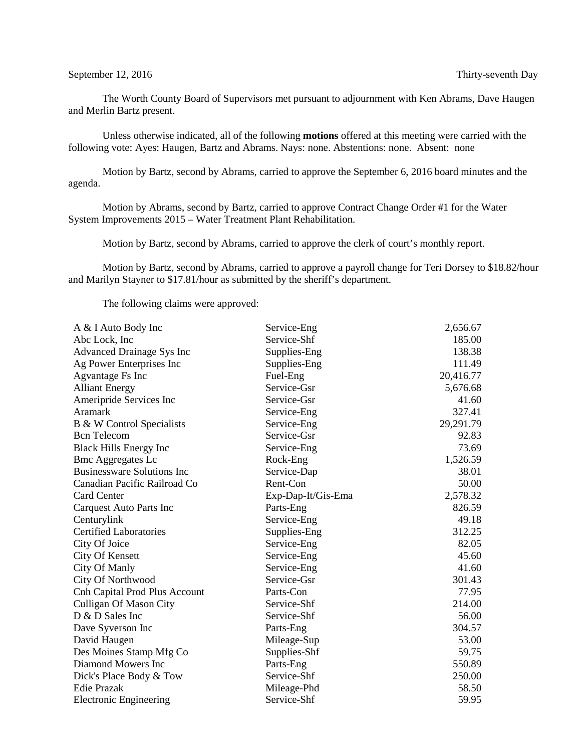September 12, 2016 Thirty-seventh Day

The Worth County Board of Supervisors met pursuant to adjournment with Ken Abrams, Dave Haugen and Merlin Bartz present.

Unless otherwise indicated, all of the following **motions** offered at this meeting were carried with the following vote: Ayes: Haugen, Bartz and Abrams. Nays: none. Abstentions: none. Absent: none

Motion by Bartz, second by Abrams, carried to approve the September 6, 2016 board minutes and the agenda.

Motion by Abrams, second by Bartz, carried to approve Contract Change Order #1 for the Water System Improvements 2015 – Water Treatment Plant Rehabilitation.

Motion by Bartz, second by Abrams, carried to approve the clerk of court's monthly report.

Motion by Bartz, second by Abrams, carried to approve a payroll change for Teri Dorsey to $18.82/hour and Marilyn Stayner to $17.81/hour as submitted by the sheriff's department.

The following claims were approved:

| | | |
|---|---|---|
| A & I Auto Body Inc | Service-Eng | 2,656.67 |
| Abc Lock, Inc | Service-Shf | 185.00 |
| Advanced Drainage Sys Inc | Supplies-Eng | 138.38 |
| Ag Power Enterprises Inc | Supplies-Eng | 111.49 |
| Agvantage Fs Inc | Fuel-Eng | 20,416.77 |
| Alliant Energy | Service-Gsr | 5,676.68 |
| Ameripride Services Inc | Service-Gsr | 41.60 |
| Aramark | Service-Eng | 327.41 |
| B & W Control Specialists | Service-Eng | 29,291.79 |
| Bcn Telecom | Service-Gsr | 92.83 |
| Black Hills Energy Inc | Service-Eng | 73.69 |
| Bmc Aggregates Lc | Rock-Eng | 1,526.59 |
| Businessware Solutions Inc | Service-Dap | 38.01 |
| Canadian Pacific Railroad Co | Rent-Con | 50.00 |
| Card Center | Exp-Dap-It/Gis-Ema | 2,578.32 |
| Carquest Auto Parts Inc | Parts-Eng | 826.59 |
| Centurylink | Service-Eng | 49.18 |
| Certified Laboratories | Supplies-Eng | 312.25 |
| City Of Joice | Service-Eng | 82.05 |
| City Of Kensett | Service-Eng | 45.60 |
| City Of Manly | Service-Eng | 41.60 |
| City Of Northwood | Service-Gsr | 301.43 |
| Cnh Capital Prod Plus Account | Parts-Con | 77.95 |
| Culligan Of Mason City | Service-Shf | 214.00 |
| D & D Sales Inc | Service-Shf | 56.00 |
| Dave Syverson Inc | Parts-Eng | 304.57 |
| David Haugen | Mileage-Sup | 53.00 |
| Des Moines Stamp Mfg Co | Supplies-Shf | 59.75 |
| Diamond Mowers Inc | Parts-Eng | 550.89 |
| Dick's Place Body & Tow | Service-Shf | 250.00 |
| Edie Prazak | Mileage-Phd | 58.50 |
| Electronic Engineering | Service-Shf | 59.95 |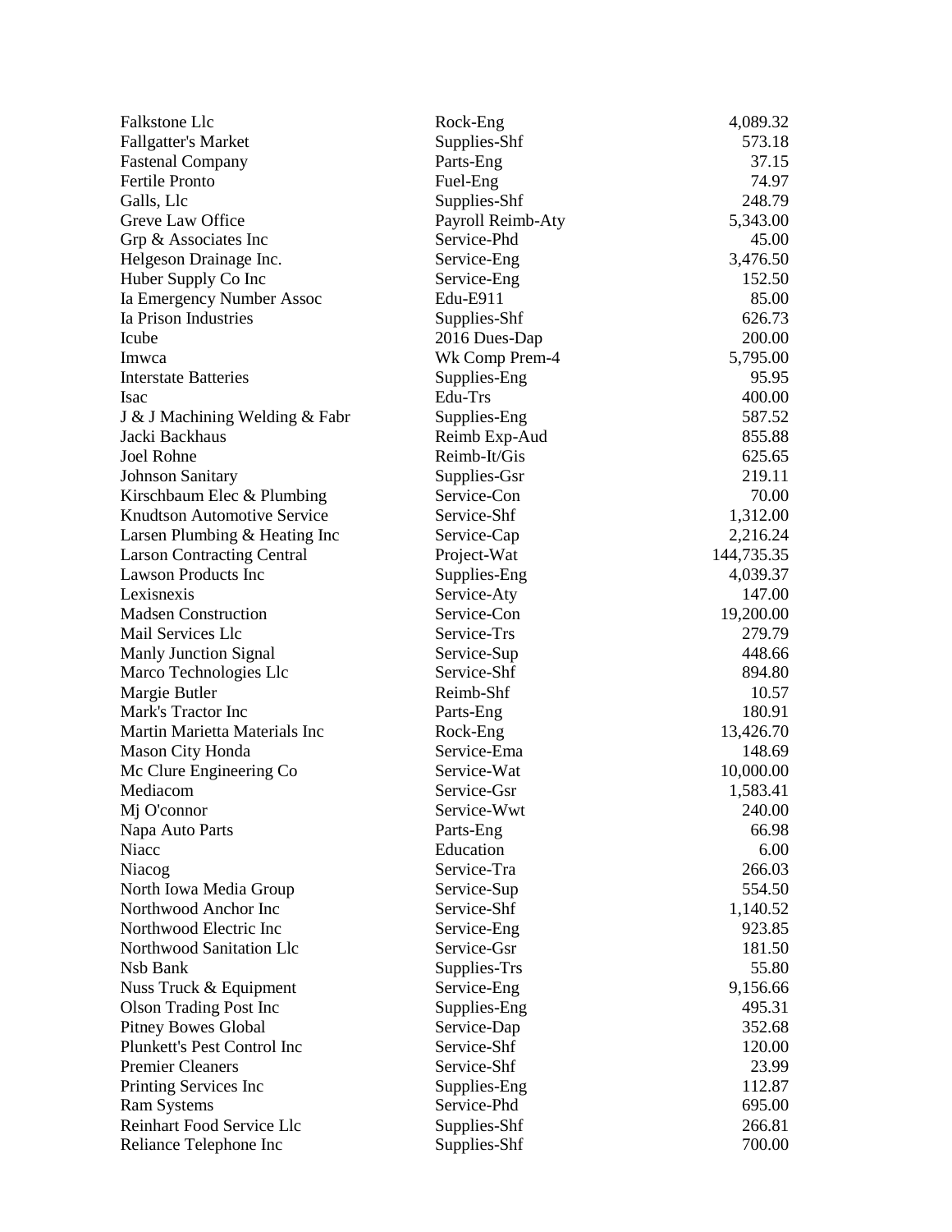| | | |
|---|---|---|
| Falkstone Llc | Rock-Eng | 4,089.32 |
| Fallgatter's Market | Supplies-Shf | 573.18 |
| Fastenal Company | Parts-Eng | 37.15 |
| Fertile Pronto | Fuel-Eng | 74.97 |
| Galls, Llc | Supplies-Shf | 248.79 |
| Greve Law Office | Payroll Reimb-Aty | 5,343.00 |
| Grp & Associates Inc | Service-Phd | 45.00 |
| Helgeson Drainage Inc. | Service-Eng | 3,476.50 |
| Huber Supply Co Inc | Service-Eng | 152.50 |
| Ia Emergency Number Assoc | Edu-E911 | 85.00 |
| Ia Prison Industries | Supplies-Shf | 626.73 |
| Icube | 2016 Dues-Dap | 200.00 |
| Imwca | Wk Comp Prem-4 | 5,795.00 |
| Interstate Batteries | Supplies-Eng | 95.95 |
| Isac | Edu-Trs | 400.00 |
| J & J Machining Welding & Fabr | Supplies-Eng | 587.52 |
| Jacki Backhaus | Reimb Exp-Aud | 855.88 |
| Joel Rohne | Reimb-It/Gis | 625.65 |
| Johnson Sanitary | Supplies-Gsr | 219.11 |
| Kirschbaum Elec & Plumbing | Service-Con | 70.00 |
| Knudtson Automotive Service | Service-Shf | 1,312.00 |
| Larsen Plumbing & Heating Inc | Service-Cap | 2,216.24 |
| Larson Contracting Central | Project-Wat | 144,735.35 |
| Lawson Products Inc | Supplies-Eng | 4,039.37 |
| Lexisnexis | Service-Aty | 147.00 |
| Madsen Construction | Service-Con | 19,200.00 |
| Mail Services Llc | Service-Trs | 279.79 |
| Manly Junction Signal | Service-Sup | 448.66 |
| Marco Technologies Llc | Service-Shf | 894.80 |
| Margie Butler | Reimb-Shf | 10.57 |
| Mark's Tractor Inc | Parts-Eng | 180.91 |
| Martin Marietta Materials Inc | Rock-Eng | 13,426.70 |
| Mason City Honda | Service-Ema | 148.69 |
| Mc Clure Engineering Co | Service-Wat | 10,000.00 |
| Mediacom | Service-Gsr | 1,583.41 |
| Mj O'connor | Service-Wwt | 240.00 |
| Napa Auto Parts | Parts-Eng | 66.98 |
| Niacc | Education | 6.00 |
| Niacog | Service-Tra | 266.03 |
| North Iowa Media Group | Service-Sup | 554.50 |
| Northwood Anchor Inc | Service-Shf | 1,140.52 |
| Northwood Electric Inc | Service-Eng | 923.85 |
| Northwood Sanitation Llc | Service-Gsr | 181.50 |
| Nsb Bank | Supplies-Trs | 55.80 |
| Nuss Truck & Equipment | Service-Eng | 9,156.66 |
| Olson Trading Post Inc | Supplies-Eng | 495.31 |
| Pitney Bowes Global | Service-Dap | 352.68 |
| Plunkett's Pest Control Inc | Service-Shf | 120.00 |
| Premier Cleaners | Service-Shf | 23.99 |
| Printing Services Inc | Supplies-Eng | 112.87 |
| Ram Systems | Service-Phd | 695.00 |
| Reinhart Food Service Llc | Supplies-Shf | 266.81 |
| Reliance Telephone Inc | Supplies-Shf | 700.00 |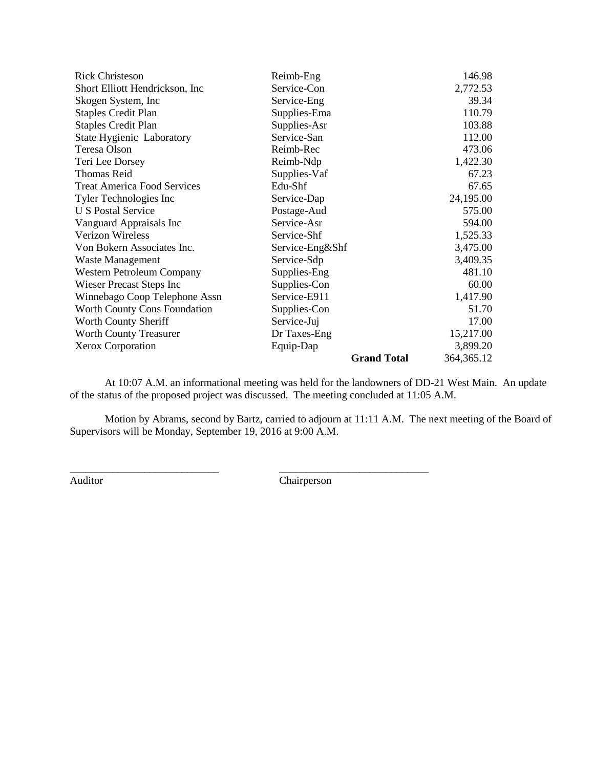| | | |
|---|---|---|
| Rick Christeson | Reimb-Eng | 146.98 |
| Short Elliott Hendrickson, Inc | Service-Con | 2,772.53 |
| Skogen System, Inc | Service-Eng | 39.34 |
| Staples Credit Plan | Supplies-Ema | 110.79 |
| Staples Credit Plan | Supplies-Asr | 103.88 |
| State Hygienic Laboratory | Service-San | 112.00 |
| Teresa Olson | Reimb-Rec | 473.06 |
| Teri Lee Dorsey | Reimb-Ndp | 1,422.30 |
| Thomas Reid | Supplies-Vaf | 67.23 |
| Treat America Food Services | Edu-Shf | 67.65 |
| Tyler Technologies Inc | Service-Dap | 24,195.00 |
| U S Postal Service | Postage-Aud | 575.00 |
| Vanguard Appraisals Inc | Service-Asr | 594.00 |
| Verizon Wireless | Service-Shf | 1,525.33 |
| Von Bokern Associates Inc. | Service-Eng&Shf | 3,475.00 |
| Waste Management | Service-Sdp | 3,409.35 |
| Western Petroleum Company | Supplies-Eng | 481.10 |
| Wieser Precast Steps Inc | Supplies-Con | 60.00 |
| Winnebago Coop Telephone Assn | Service-E911 | 1,417.90 |
| Worth County Cons Foundation | Supplies-Con | 51.70 |
| Worth County Sheriff | Service-Juj | 17.00 |
| Worth County Treasurer | Dr Taxes-Eng | 15,217.00 |
| Xerox Corporation | Equip-Dap | 3,899.20 |
| | **Grand Total** | 364,365.12 |

At 10:07 A.M. an informational meeting was held for the landowners of DD-21 West Main. An update of the status of the proposed project was discussed. The meeting concluded at 11:05 A.M.

Motion by Abrams, second by Bartz, carried to adjourn at 11:11 A.M. The next meeting of the Board of Supervisors will be Monday, September 19, 2016 at 9:00 A.M.

\_\_\_\_\_\_\_\_\_\_\_\_\_\_\_\_\_\_\_\_\_\_\_\_\_\_\_\_ \_\_\_\_\_\_\_\_\_\_\_\_\_\_\_\_\_\_\_\_\_\_\_\_\_\_\_\_

Auditor Chairperson